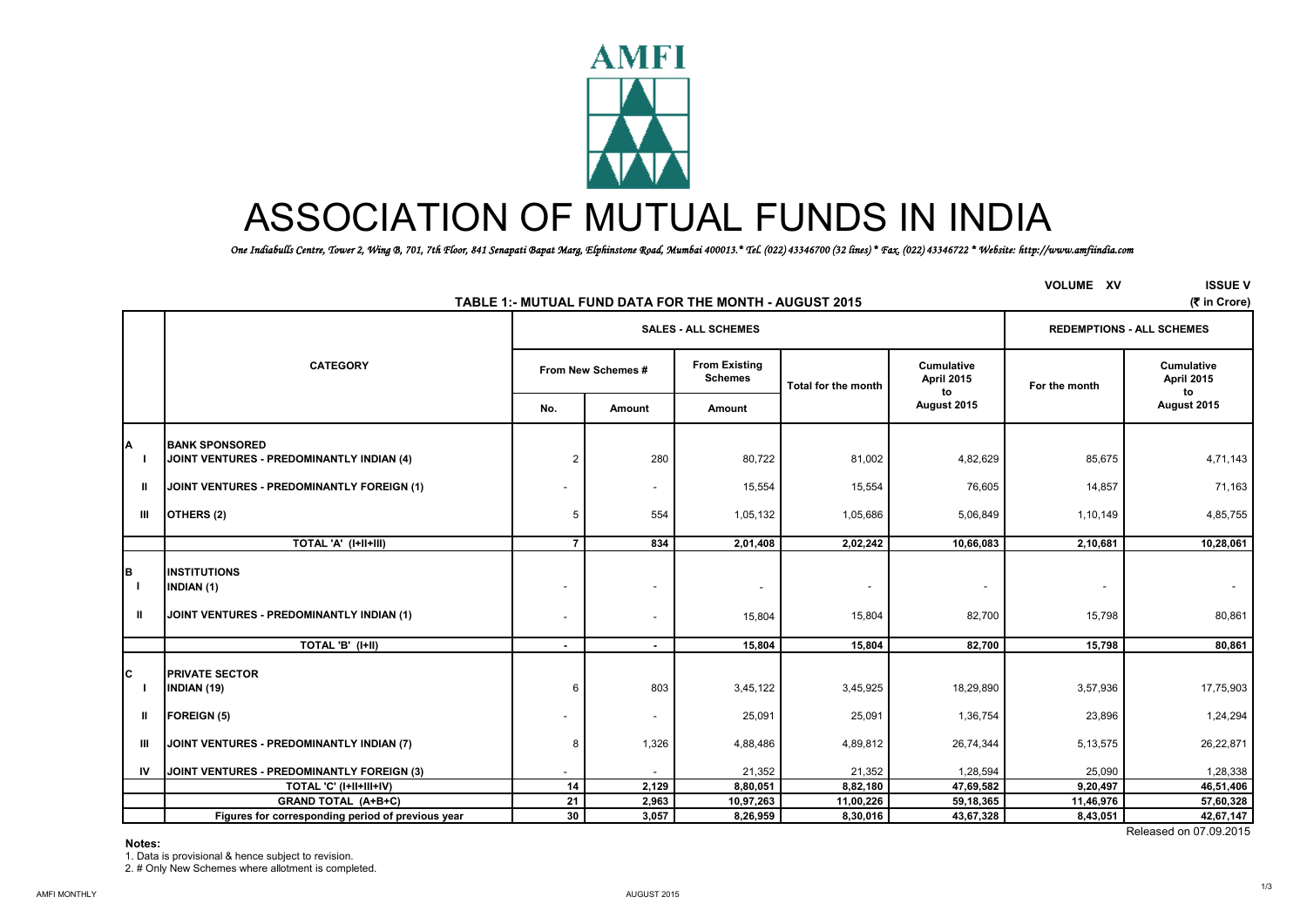# ASSOCIATION OF MUTUAL FUNDS IN INDIA

*One Indiabulls Centre, Tower 2, Wing B, 701, 7th Floor, 841 Senapati Bapat Marg, Elphinstone Road, Mumbai 400013.* Tel. (022) 43346700 (32 lines) * Fax. (022) 43346722 * Website: http://www.amfiindia.com*

VOLUME XV ISSUE V

## TABLE 1:- MUTUAL FUND DATA FOR THE MONTH - AUGUST 2015

(₹ in Crore)

| | CATEGORY | SALES - ALL SCHEMES | | | | | REDEMPTIONS - ALL SCHEMES | |
|---|---|---|---|---|---|---|---|---|
| | | From New Schemes # | | From Existing Schemes | Total for the month | Cumulative April 2015 to August 2015 | For the month | Cumulative April 2015 to August 2015 |
| | | No. | Amount | Amount | | | | |
| **A** | **BANK SPONSORED** | | | | | | | |
| I | JOINT VENTURES - PREDOMINANTLY INDIAN (4) | 2 | 280 | 80,722 | 81,002 | 4,82,629 | 85,675 | 4,71,143 |
| II | JOINT VENTURES - PREDOMINANTLY FOREIGN (1) | - | - | 15,554 | 15,554 | 76,605 | 14,857 | 71,163 |
| III | OTHERS (2) | 5 | 554 | 1,05,132 | 1,05,686 | 5,06,849 | 1,10,149 | 4,85,755 |
| | TOTAL 'A' (I+II+III) | 7 | 834 | 2,01,408 | 2,02,242 | 10,66,083 | 2,10,681 | 10,28,061 |
| **B** | **INSTITUTIONS** | | | | | | | |
| I | INDIAN (1) | - | - | - | - | - | - | - |
| II | JOINT VENTURES - PREDOMINANTLY INDIAN (1) | - | - | 15,804 | 15,804 | 82,700 | 15,798 | 80,861 |
| | TOTAL 'B' (I+II) | - | - | 15,804 | 15,804 | 82,700 | 15,798 | 80,861 |
| **C** | **PRIVATE SECTOR** | | | | | | | |
| I | INDIAN (19) | 6 | 803 | 3,45,122 | 3,45,925 | 18,29,890 | 3,57,936 | 17,75,903 |
| II | FOREIGN (5) | - | - | 25,091 | 25,091 | 1,36,754 | 23,896 | 1,24,294 |
| III | JOINT VENTURES - PREDOMINANTLY INDIAN (7) | 8 | 1,326 | 4,88,486 | 4,89,812 | 26,74,344 | 5,13,575 | 26,22,871 |
| IV | JOINT VENTURES - PREDOMINANTLY FOREIGN (3) | - | - | 21,352 | 21,352 | 1,28,594 | 25,090 | 1,28,338 |
| | TOTAL 'C' (I+II+III+IV) | 14 | 2,129 | 8,80,051 | 8,82,180 | 47,69,582 | 9,20,497 | 46,51,406 |
| | GRAND TOTAL (A+B+C) | 21 | 2,963 | 10,97,263 | 11,00,226 | 59,18,365 | 11,46,976 | 57,60,328 |
| | Figures for corresponding period of previous year | 30 | 3,057 | 8,26,959 | 8,30,016 | 43,67,328 | 8,43,051 | 42,67,147 |

Released on 07.09.2015

**Notes:**

1. Data is provisional & hence subject to revision.
2. # Only New Schemes where allotment is completed.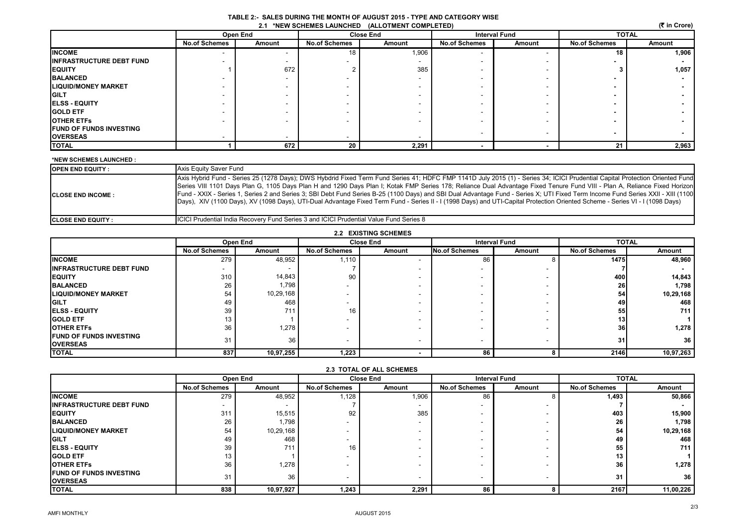# TABLE 2:- SALES DURING THE MONTH OF AUGUST 2015 - TYPE AND CATEGORY WISE

## 2.1 *NEW SCHEMES LAUNCHED (ALLOTMENT COMPLETED)

(₹ in Crore)

| | Open End | | Close End | | Interval Fund | | TOTAL | |
|---|---|---|---|---|---|---|---|---|
| | No.of Schemes | Amount | No.of Schemes | Amount | No.of Schemes | Amount | No.of Schemes | Amount |
| **INCOME** | - | - | 18 | 1,906 | - | - | **18** | **1,906** |
| **INFRASTRUCTURE DEBT FUND** | - | - | - | - | - | - | **-** | **-** |
| **EQUITY** | 1 | 672 | 2 | 385 | - | - | **3** | **1,057** |
| **BALANCED** | - | - | - | - | - | - | **-** | **-** |
| **LIQUID/MONEY MARKET** | - | - | - | - | - | - | **-** | **-** |
| **GILT** | - | - | - | - | - | - | **-** | **-** |
| **ELSS - EQUITY** | - | - | - | - | - | - | **-** | **-** |
| **GOLD ETF** | - | - | - | - | - | - | **-** | **-** |
| **OTHER ETFs** | - | - | - | - | - | - | **-** | **-** |
| **FUND OF FUNDS INVESTING OVERSEAS** | - | - | - | - | - | - | **-** | **-** |
| **TOTAL** | **1** | **672** | **20** | **2,291** | **-** | **-** | **21** | **2,963** |

**\*NEW SCHEMES LAUNCHED :**

| | |
|---|---|
| **OPEN END EQUITY :** | Axis Equity Saver Fund |
| **CLOSE END INCOME :** | Axis Hybrid Fund - Series 25 (1278 Days); DWS Hybdrid Fixed Term Fund Series 41; HDFC FMP 1141D July 2015 (1) - Series 34; ICICI Prudential Capital Protection Oriented Fund Series VIII 1101 Days Plan G, 1105 Days Plan H and 1290 Days Plan I; Kotak FMP Series 178; Reliance Dual Advantage Fixed Tenure Fund VIII - Plan A, Reliance Fixed Horizon Fund - XXIX - Series 1, Series 2 and Series 3; SBI Debt Fund Series B-25 (1100 Days) and SBI Dual Advantage Fund - Series X; UTI Fixed Term Income Fund Series XXII - XIII (1100 Days), XIV (1100 Days), XV (1098 Days), UTI-Dual Advantage Fixed Term Fund - Series II - I (1998 Days) and UTI-Capital Protection Oriented Scheme - Series VI - I (1098 Days) |
| **CLOSE END EQUITY :** | ICICI Prudential India Recovery Fund Series 3 and ICICI Prudential Value Fund Series 8 |

## 2.2 EXISTING SCHEMES

| | Open End | | Close End | | Interval Fund | | TOTAL | |
|---|---|---|---|---|---|---|---|---|
| | No.of Schemes | Amount | No.of Schemes | Amount | No.of Schemes | Amount | No.of Schemes | Amount |
| **INCOME** | 279 | 48,952 | 1,110 | - | 86 | 8 | **1475** | **48,960** |
| **INFRASTRUCTURE DEBT FUND** | - | - | 7 | - | - | - | **7** | **-** |
| **EQUITY** | 310 | 14,843 | 90 | - | - | - | **400** | **14,843** |
| **BALANCED** | 26 | 1,798 | - | - | - | - | **26** | **1,798** |
| **LIQUID/MONEY MARKET** | 54 | 10,29,168 | - | - | - | - | **54** | **10,29,168** |
| **GILT** | 49 | 468 | - | - | - | - | **49** | **468** |
| **ELSS - EQUITY** | 39 | 711 | 16 | - | - | - | **55** | **711** |
| **GOLD ETF** | 13 | 1 | - | - | - | - | **13** | **1** |
| **OTHER ETFs** | 36 | 1,278 | - | - | - | - | **36** | **1,278** |
| **FUND OF FUNDS INVESTING OVERSEAS** | 31 | 36 | - | - | - | - | **31** | **36** |
| **TOTAL** | **837** | **10,97,255** | **1,223** | **-** | **86** | **8** | **2146** | **10,97,263** |

## 2.3 TOTAL OF ALL SCHEMES

| | Open End | | Close End | | Interval Fund | | TOTAL | |
|---|---|---|---|---|---|---|---|---|
| | No.of Schemes | Amount | No.of Schemes | Amount | No.of Schemes | Amount | No.of Schemes | Amount |
| **INCOME** | 279 | 48,952 | 1,128 | 1,906 | 86 | 8 | **1,493** | **50,866** |
| **INFRASTRUCTURE DEBT FUND** | - | - | 7 | - | - | - | **7** | **-** |
| **EQUITY** | 311 | 15,515 | 92 | 385 | - | - | **403** | **15,900** |
| **BALANCED** | 26 | 1,798 | - | - | - | - | **26** | **1,798** |
| **LIQUID/MONEY MARKET** | 54 | 10,29,168 | - | - | - | - | **54** | **10,29,168** |
| **GILT** | 49 | 468 | - | - | - | - | **49** | **468** |
| **ELSS - EQUITY** | 39 | 711 | 16 | - | - | - | **55** | **711** |
| **GOLD ETF** | 13 | 1 | - | - | - | - | **13** | **1** |
| **OTHER ETFs** | 36 | 1,278 | - | - | - | - | **36** | **1,278** |
| **FUND OF FUNDS INVESTING OVERSEAS** | 31 | 36 | - | - | - | - | **31** | **36** |
| **TOTAL** | **838** | **10,97,927** | **1,243** | **2,291** | **86** | **8** | **2167** | **11,00,226** |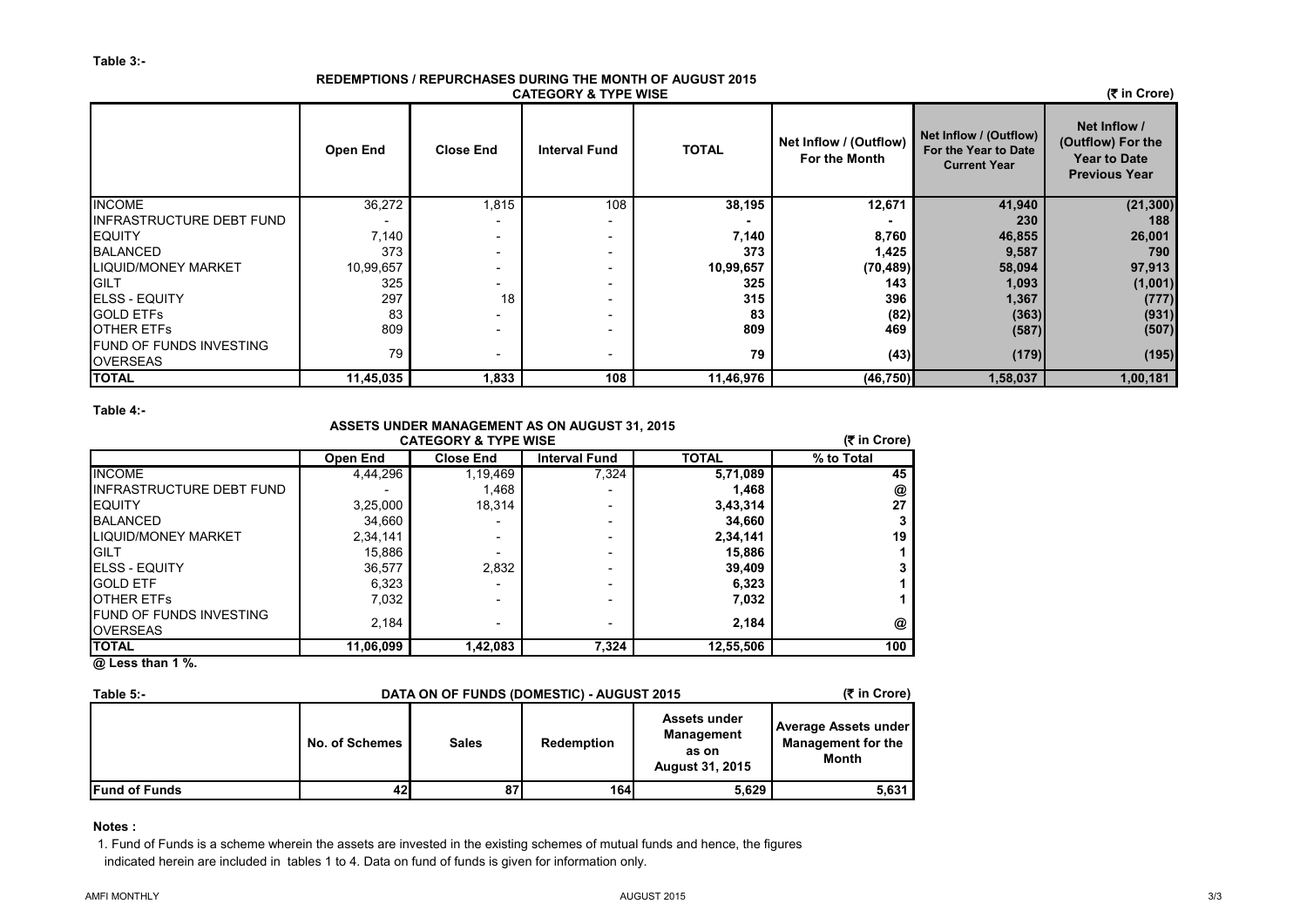**Table 3:-**

## REDEMPTIONS / REPURCHASES DURING THE MONTH OF AUGUST 2015
### CATEGORY & TYPE WISE

(₹ in Crore)

| | Open End | Close End | Interval Fund | TOTAL | Net Inflow / (Outflow) For the Month | Net Inflow / (Outflow) For the Year to Date Current Year | Net Inflow / (Outflow) For the Year to Date Previous Year |
|---|---|---|---|---|---|---|---|
| INCOME | 36,272 | 1,815 | 108 | **38,195** | **12,671** | **41,940** | **(21,300)** |
| INFRASTRUCTURE DEBT FUND | - | - | - | **-** | **-** | **230** | **188** |
| EQUITY | 7,140 | - | - | **7,140** | **8,760** | **46,855** | **26,001** |
| BALANCED | 373 | - | - | **373** | **1,425** | **9,587** | **790** |
| LIQUID/MONEY MARKET | 10,99,657 | - | - | **10,99,657** | **(70,489)** | **58,094** | **97,913** |
| GILT | 325 | - | - | **325** | **143** | **1,093** | **(1,001)** |
| ELSS - EQUITY | 297 | 18 | - | **315** | **396** | **1,367** | **(777)** |
| GOLD ETFs | 83 | - | - | **83** | **(82)** | **(363)** | **(931)** |
| OTHER ETFs | 809 | - | - | **809** | **469** | **(587)** | **(507)** |
| FUND OF FUNDS INVESTING OVERSEAS | 79 | - | - | **79** | **(43)** | **(179)** | **(195)** |
| **TOTAL** | **11,45,035** | **1,833** | **108** | **11,46,976** | **(46,750)** | **1,58,037** | **1,00,181** |

**Table 4:-**

## ASSETS UNDER MANAGEMENT AS ON AUGUST 31, 2015
### CATEGORY & TYPE WISE

(₹ in Crore)

| | Open End | Close End | Interval Fund | TOTAL | % to Total |
|---|---|---|---|---|---|
| INCOME | 4,44,296 | 1,19,469 | 7,324 | **5,71,089** | **45** |
| INFRASTRUCTURE DEBT FUND | - | 1,468 | - | **1,468** | **@** |
| EQUITY | 3,25,000 | 18,314 | - | **3,43,314** | **27** |
| BALANCED | 34,660 | - | - | **34,660** | **3** |
| LIQUID/MONEY MARKET | 2,34,141 | - | - | **2,34,141** | **19** |
| GILT | 15,886 | - | - | **15,886** | **1** |
| ELSS - EQUITY | 36,577 | 2,832 | - | **39,409** | **3** |
| GOLD ETF | 6,323 | - | - | **6,323** | **1** |
| OTHER ETFs | 7,032 | - | - | **7,032** | **1** |
| FUND OF FUNDS INVESTING OVERSEAS | 2,184 | - | - | **2,184** | **@** |
| **TOTAL** | **11,06,099** | **1,42,083** | **7,324** | **12,55,506** | **100** |

**@ Less than 1 %.**

**Table 5:-**

## DATA ON OF FUNDS (DOMESTIC) - AUGUST 2015

(₹ in Crore)

| | No. of Schemes | Sales | Redemption | Assets under Management as on August 31, 2015 | Average Assets under Management for the Month |
|---|---|---|---|---|---|
| **Fund of Funds** | **42** | **87** | **164** | **5,629** | **5,631** |

**Notes :**

1. Fund of Funds is a scheme wherein the assets are invested in the existing schemes of mutual funds and hence, the figures indicated herein are included in tables 1 to 4. Data on fund of funds is given for information only.